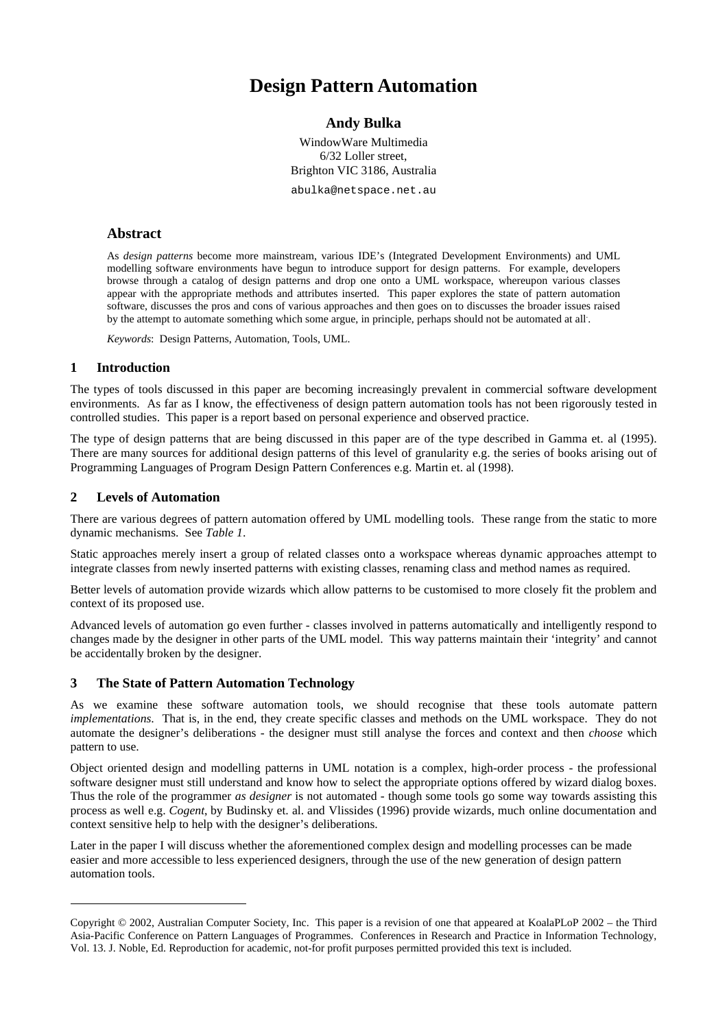# Design Pattern Automation

**Andy Bulka**

WindowWare Multimedia
6/32 Loller street,
Brighton VIC 3186, Australia

abulka@netspace.net.au

## Abstract

As *design patterns* become more mainstream, various IDE's (Integrated Development Environments) and UML modelling software environments have begun to introduce support for design patterns. For example, developers browse through a catalog of design patterns and drop one onto a UML workspace, whereupon various classes appear with the appropriate methods and attributes inserted. This paper explores the state of pattern automation software, discusses the pros and cons of various approaches and then goes on to discusses the broader issues raised by the attempt to automate something which some argue, in principle, perhaps should not be automated at all.

*Keywords*: Design Patterns, Automation, Tools, UML.

## 1 Introduction

The types of tools discussed in this paper are becoming increasingly prevalent in commercial software development environments. As far as I know, the effectiveness of design pattern automation tools has not been rigorously tested in controlled studies. This paper is a report based on personal experience and observed practice.

The type of design patterns that are being discussed in this paper are of the type described in Gamma et. al (1995). There are many sources for additional design patterns of this level of granularity e.g. the series of books arising out of Programming Languages of Program Design Pattern Conferences e.g. Martin et. al (1998).

## 2 Levels of Automation

There are various degrees of pattern automation offered by UML modelling tools. These range from the static to more dynamic mechanisms. See *Table 1*.

Static approaches merely insert a group of related classes onto a workspace whereas dynamic approaches attempt to integrate classes from newly inserted patterns with existing classes, renaming class and method names as required.

Better levels of automation provide wizards which allow patterns to be customised to more closely fit the problem and context of its proposed use.

Advanced levels of automation go even further - classes involved in patterns automatically and intelligently respond to changes made by the designer in other parts of the UML model. This way patterns maintain their 'integrity' and cannot be accidentally broken by the designer.

## 3 The State of Pattern Automation Technology

As we examine these software automation tools, we should recognise that these tools automate pattern *implementations*. That is, in the end, they create specific classes and methods on the UML workspace. They do not automate the designer's deliberations - the designer must still analyse the forces and context and then *choose* which pattern to use.

Object oriented design and modelling patterns in UML notation is a complex, high-order process - the professional software designer must still understand and know how to select the appropriate options offered by wizard dialog boxes. Thus the role of the programmer *as designer* is not automated - though some tools go some way towards assisting this process as well e.g. *Cogent*, by Budinsky et. al. and Vlissides (1996) provide wizards, much online documentation and context sensitive help to help with the designer's deliberations.

Later in the paper I will discuss whether the aforementioned complex design and modelling processes can be made easier and more accessible to less experienced designers, through the use of the new generation of design pattern automation tools.

---

Copyright © 2002, Australian Computer Society, Inc. This paper is a revision of one that appeared at KoalaPLoP 2002 – the Third Asia-Pacific Conference on Pattern Languages of Programmes. Conferences in Research and Practice in Information Technology, Vol. 13. J. Noble, Ed. Reproduction for academic, not-for profit purposes permitted provided this text is included.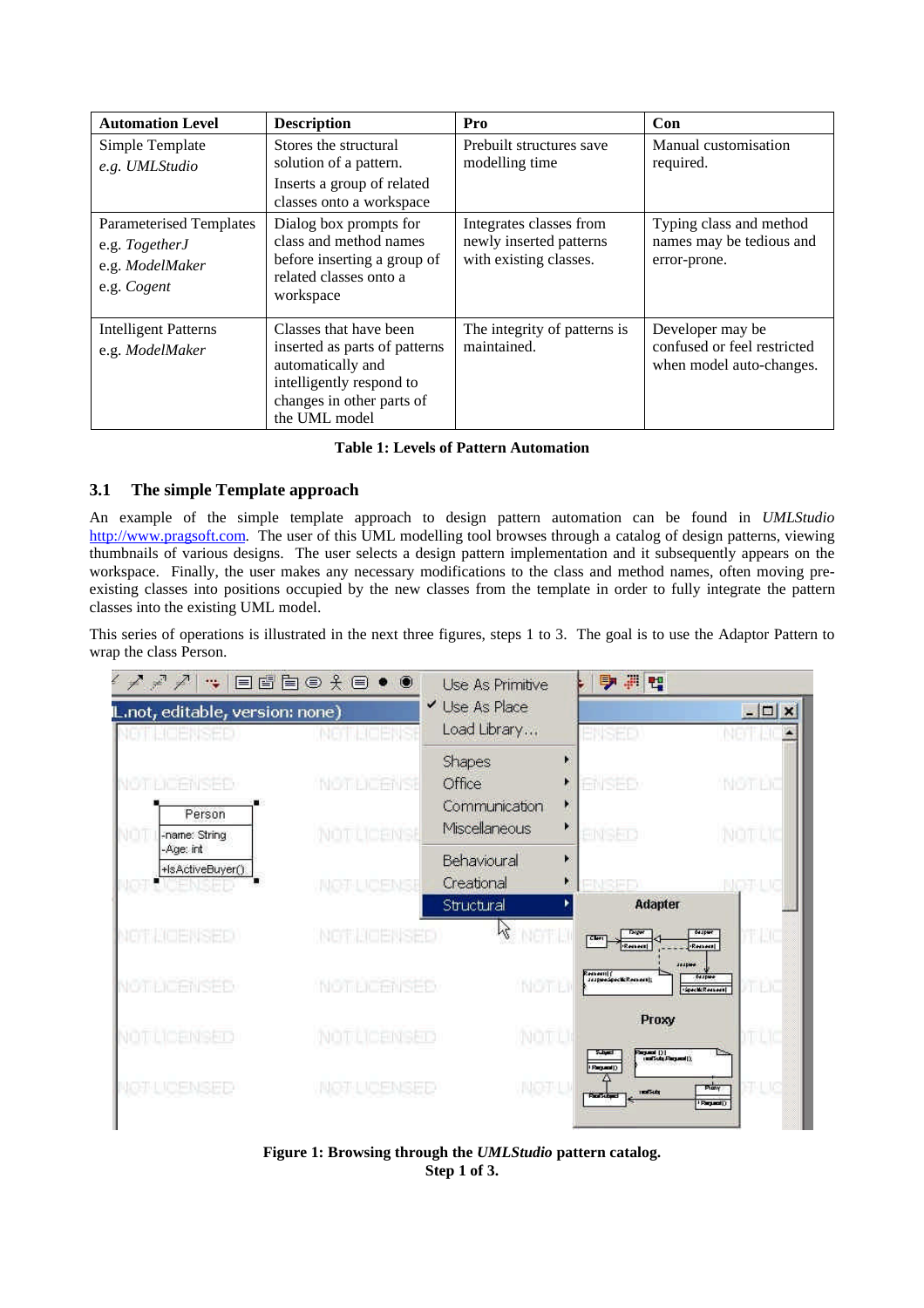| Automation Level | Description | Pro | Con |
|---|---|---|---|
| Simple Template<br>e.g. *UMLStudio* | Stores the structural solution of a pattern.<br>Inserts a group of related classes onto a workspace | Prebuilt structures save modelling time | Manual customisation required. |
| Parameterised Templates<br>e.g. *TogetherJ*<br>e.g. *ModelMaker*<br>e.g. *Cogent* | Dialog box prompts for class and method names before inserting a group of related classes onto a workspace | Integrates classes from newly inserted patterns with existing classes. | Typing class and method names may be tedious and error-prone. |
| Intelligent Patterns<br>e.g. *ModelMaker* | Classes that have been inserted as parts of patterns automatically and intelligently respond to changes in other parts of the UML model | The integrity of patterns is maintained. | Developer may be confused or feel restricted when model auto-changes. |

**Table 1: Levels of Pattern Automation**

### 3.1 The simple Template approach

An example of the simple template approach to design pattern automation can be found in *UMLStudio* http://www.pragsoft.com. The user of this UML modelling tool browses through a catalog of design patterns, viewing thumbnails of various designs. The user selects a design pattern implementation and it subsequently appears on the workspace. Finally, the user makes any necessary modifications to the class and method names, often moving pre-existing classes into positions occupied by the new classes from the template in order to fully integrate the pattern classes into the existing UML model.

This series of operations is illustrated in the next three figures, steps 1 to 3. The goal is to use the Adaptor Pattern to wrap the class Person.

**Figure 1: Browsing through the *UMLStudio* pattern catalog. Step 1 of 3.**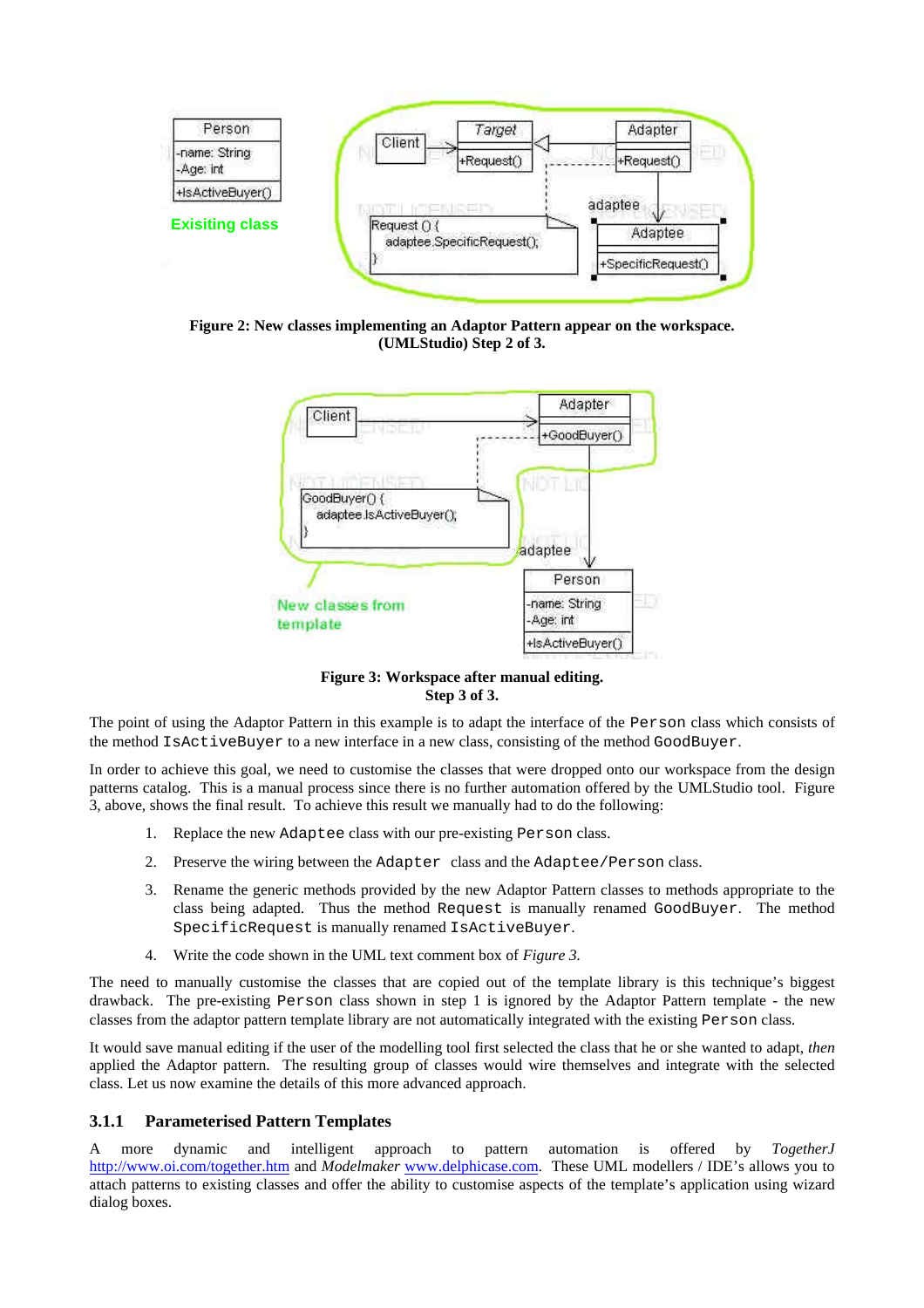**Figure 2: New classes implementing an Adaptor Pattern appear on the workspace. (UMLStudio) Step 2 of 3.**

**Figure 3: Workspace after manual editing. Step 3 of 3.**

The point of using the Adaptor Pattern in this example is to adapt the interface of the `Person` class which consists of the method `IsActiveBuyer` to a new interface in a new class, consisting of the method `GoodBuyer`.

In order to achieve this goal, we need to customise the classes that were dropped onto our workspace from the design patterns catalog. This is a manual process since there is no further automation offered by the UMLStudio tool. Figure 3, above, shows the final result. To achieve this result we manually had to do the following:

1. Replace the new `Adaptee` class with our pre-existing `Person` class.
2. Preserve the wiring between the `Adapter` class and the `Adaptee/Person` class.
3. Rename the generic methods provided by the new Adaptor Pattern classes to methods appropriate to the class being adapted. Thus the method `Request` is manually renamed `GoodBuyer`. The method `SpecificRequest` is manually renamed `IsActiveBuyer`.
4. Write the code shown in the UML text comment box of *Figure 3*.

The need to manually customise the classes that are copied out of the template library is this technique's biggest drawback. The pre-existing `Person` class shown in step 1 is ignored by the Adaptor Pattern template - the new classes from the adaptor pattern template library are not automatically integrated with the existing `Person` class.

It would save manual editing if the user of the modelling tool first selected the class that he or she wanted to adapt, *then* applied the Adaptor pattern. The resulting group of classes would wire themselves and integrate with the selected class. Let us now examine the details of this more advanced approach.

### 3.1.1 Parameterised Pattern Templates

A more dynamic and intelligent approach to pattern automation is offered by *TogetherJ* http://www.oi.com/together.htm and *Modelmaker* www.delphicase.com. These UML modellers / IDE's allows you to attach patterns to existing classes and offer the ability to customise aspects of the template's application using wizard dialog boxes.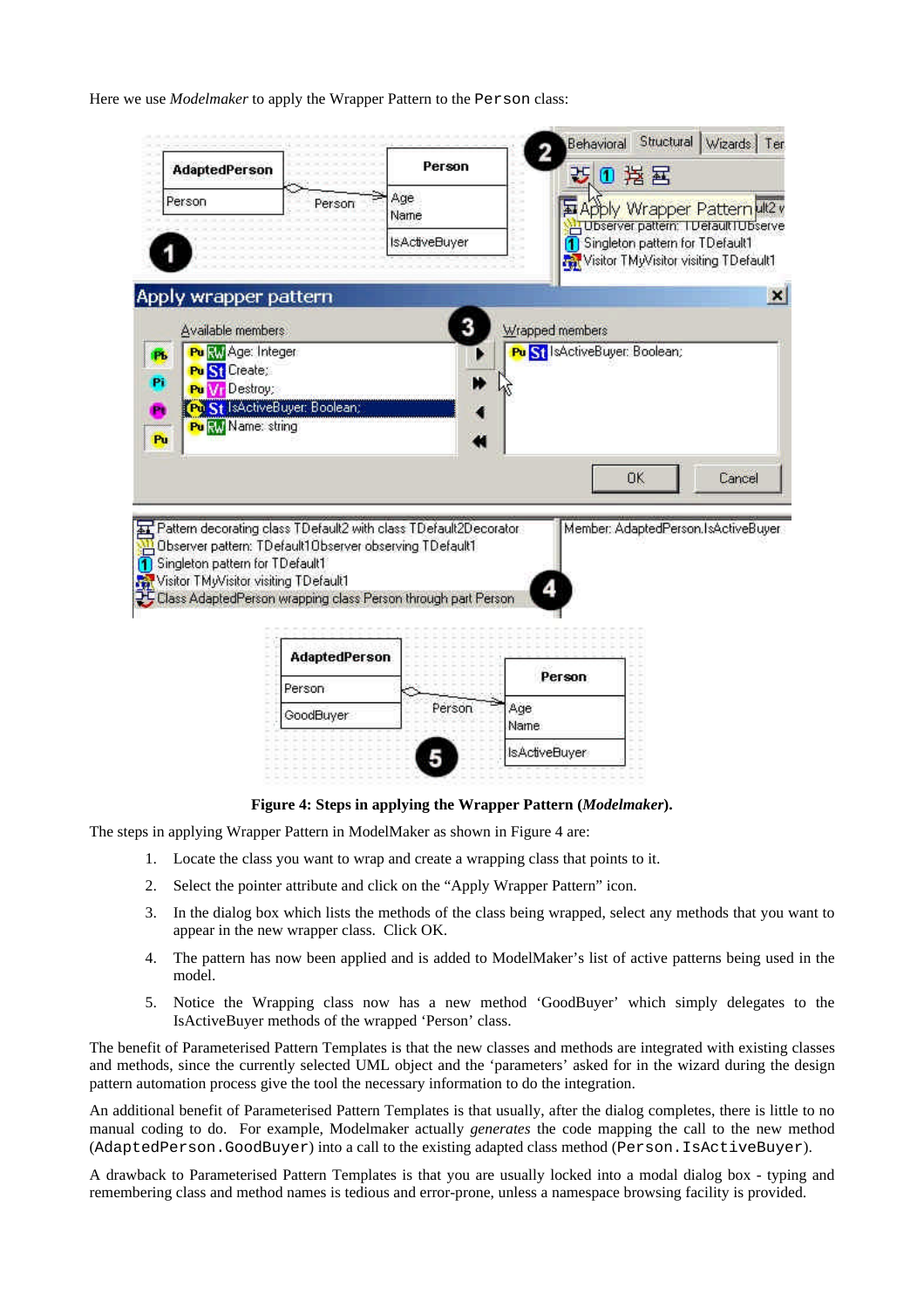Here we use *Modelmaker* to apply the Wrapper Pattern to the `Person` class:

**Figure 4: Steps in applying the Wrapper Pattern (*Modelmaker*).**

The steps in applying Wrapper Pattern in ModelMaker as shown in Figure 4 are:

1. Locate the class you want to wrap and create a wrapping class that points to it.
2. Select the pointer attribute and click on the "Apply Wrapper Pattern" icon.
3. In the dialog box which lists the methods of the class being wrapped, select any methods that you want to appear in the new wrapper class. Click OK.
4. The pattern has now been applied and is added to ModelMaker's list of active patterns being used in the model.
5. Notice the Wrapping class now has a new method 'GoodBuyer' which simply delegates to the IsActiveBuyer methods of the wrapped 'Person' class.

The benefit of Parameterised Pattern Templates is that the new classes and methods are integrated with existing classes and methods, since the currently selected UML object and the 'parameters' asked for in the wizard during the design pattern automation process give the tool the necessary information to do the integration.

An additional benefit of Parameterised Pattern Templates is that usually, after the dialog completes, there is little to no manual coding to do. For example, Modelmaker actually *generates* the code mapping the call to the new method (`AdaptedPerson.GoodBuyer`) into a call to the existing adapted class method (`Person.IsActiveBuyer`).

A drawback to Parameterised Pattern Templates is that you are usually locked into a modal dialog box - typing and remembering class and method names is tedious and error-prone, unless a namespace browsing facility is provided.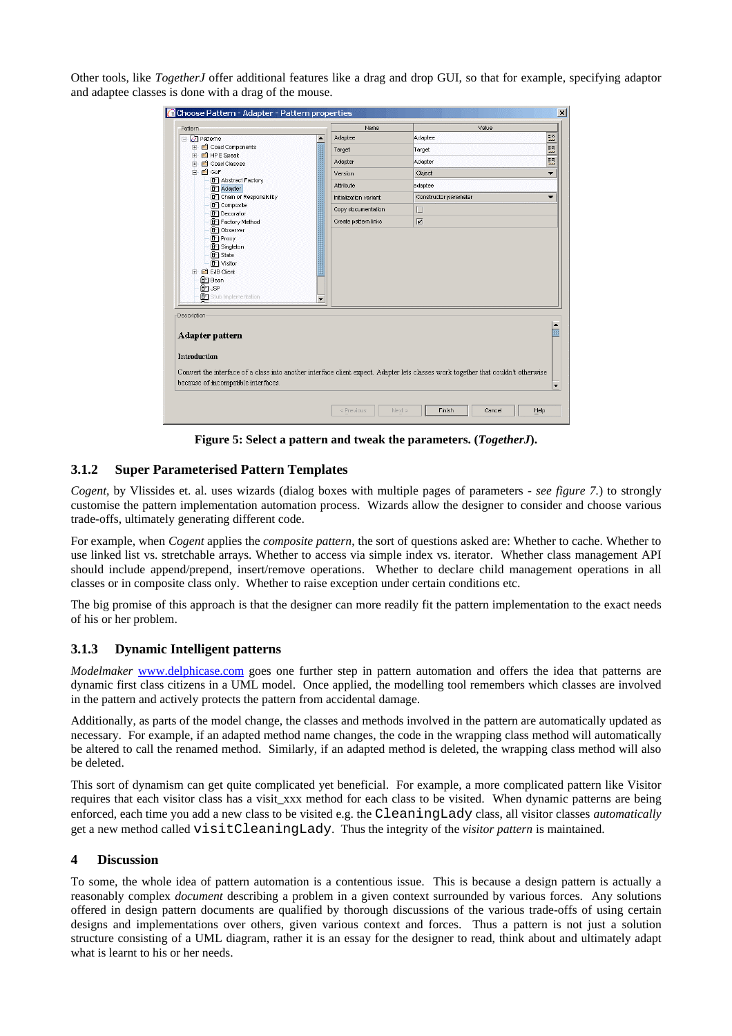Other tools, like *TogetherJ* offer additional features like a drag and drop GUI, so that for example, specifying adaptor and adaptee classes is done with a drag of the mouse.

**Figure 5: Select a pattern and tweak the parameters. (*TogetherJ*).**

### 3.1.2 Super Parameterised Pattern Templates

*Cogent*, by Vlissides et. al. uses wizards (dialog boxes with multiple pages of parameters - *see figure 7*.) to strongly customise the pattern implementation automation process. Wizards allow the designer to consider and choose various trade-offs, ultimately generating different code.

For example, when *Cogent* applies the *composite pattern*, the sort of questions asked are: Whether to cache. Whether to use linked list vs. stretchable arrays. Whether to access via simple index vs. iterator. Whether class management API should include append/prepend, insert/remove operations. Whether to declare child management operations in all classes or in composite class only. Whether to raise exception under certain conditions etc.

The big promise of this approach is that the designer can more readily fit the pattern implementation to the exact needs of his or her problem.

### 3.1.3 Dynamic Intelligent patterns

*Modelmaker* www.delphicase.com goes one further step in pattern automation and offers the idea that patterns are dynamic first class citizens in a UML model. Once applied, the modelling tool remembers which classes are involved in the pattern and actively protects the pattern from accidental damage.

Additionally, as parts of the model change, the classes and methods involved in the pattern are automatically updated as necessary. For example, if an adapted method name changes, the code in the wrapping class method will automatically be altered to call the renamed method. Similarly, if an adapted method is deleted, the wrapping class method will also be deleted.

This sort of dynamism can get quite complicated yet beneficial. For example, a more complicated pattern like Visitor requires that each visitor class has a visit_xxx method for each class to be visited. When dynamic patterns are being enforced, each time you add a new class to be visited e.g. the `CleaningLady` class, all visitor classes *automatically* get a new method called `visitCleaningLady`. Thus the integrity of the *visitor pattern* is maintained.

## 4 Discussion

To some, the whole idea of pattern automation is a contentious issue. This is because a design pattern is actually a reasonably complex *document* describing a problem in a given context surrounded by various forces. Any solutions offered in design pattern documents are qualified by thorough discussions of the various trade-offs of using certain designs and implementations over others, given various context and forces. Thus a pattern is not just a solution structure consisting of a UML diagram, rather it is an essay for the designer to read, think about and ultimately adapt what is learnt to his or her needs.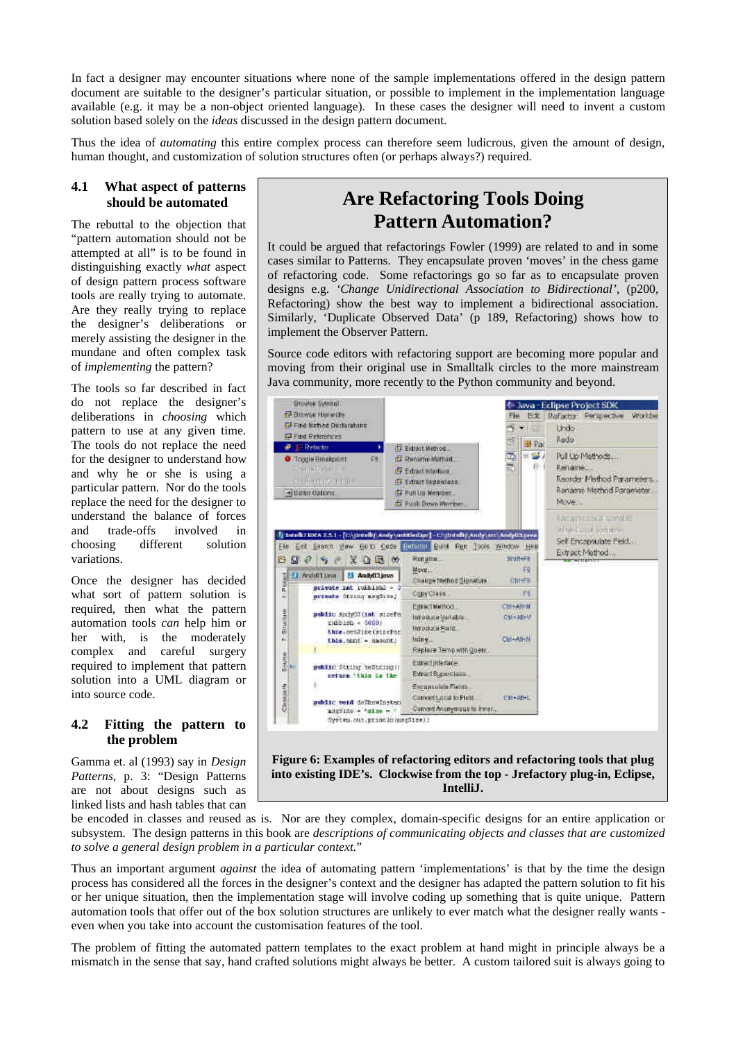In fact a designer may encounter situations where none of the sample implementations offered in the design pattern document are suitable to the designer's particular situation, or possible to implement in the implementation language available (e.g. it may be a non-object oriented language). In these cases the designer will need to invent a custom solution based solely on the *ideas* discussed in the design pattern document.

Thus the idea of *automating* this entire complex process can therefore seem ludicrous, given the amount of design, human thought, and customization of solution structures often (or perhaps always?) required.

## 4.1 What aspect of patterns should be automated

The rebuttal to the objection that "pattern automation should not be attempted at all" is to be found in distinguishing exactly *what* aspect of design pattern process software tools are really trying to automate. Are they really trying to replace the designer's deliberations or merely assisting the designer in the mundane and often complex task of *implementing* the pattern?

The tools so far described in fact do not replace the designer's deliberations in *choosing* which pattern to use at any given time. The tools do not replace the need for the designer to understand how and why he or she is using a particular pattern. Nor do the tools replace the need for the designer to understand the balance of forces and trade-offs involved in choosing different solution variations.

Once the designer has decided what sort of pattern solution is required, then what the pattern automation tools *can* help him or her with, is the moderately complex and careful surgery required to implement that pattern solution into a UML diagram or into source code.

## 4.2 Fitting the pattern to the problem

Gamma et. al (1993) say in *Design Patterns*, p. 3: "Design Patterns are not about designs such as linked lists and hash tables that can be encoded in classes and reused as is. Nor are they complex, domain-specific designs for an entire application or subsystem. The design patterns in this book are *descriptions of communicating objects and classes that are customized to solve a general design problem in a particular context.*"

Thus an important argument *against* the idea of automating pattern 'implementations' is that by the time the design process has considered all the forces in the designer's context and the designer has adapted the pattern solution to fit his or her unique situation, then the implementation stage will involve coding up something that is quite unique. Pattern automation tools that offer out of the box solution structures are unlikely to ever match what the designer really wants - even when you take into account the customisation features of the tool.

The problem of fitting the automated pattern templates to the exact problem at hand might in principle always be a mismatch in the sense that say, hand crafted solutions might always be better. A custom tailored suit is always going to

---

### Are Refactoring Tools Doing Pattern Automation?

It could be argued that refactorings Fowler (1999) are related to and in some cases similar to Patterns. They encapsulate proven 'moves' in the chess game of refactoring code. Some refactorings go so far as to encapsulate proven designs e.g. *'Change Unidirectional Association to Bidirectional'*, (p200, Refactoring) show the best way to implement a bidirectional association. Similarly, 'Duplicate Observed Data' (p 189, Refactoring) shows how to implement the Observer Pattern.

Source code editors with refactoring support are becoming more popular and moving from their original use in Smalltalk circles to the more mainstream Java community, more recently to the Python community and beyond.

**Figure 6: Examples of refactoring editors and refactoring tools that plug into existing IDE's. Clockwise from the top - Jrefactory plug-in, Eclipse, IntelliJ.**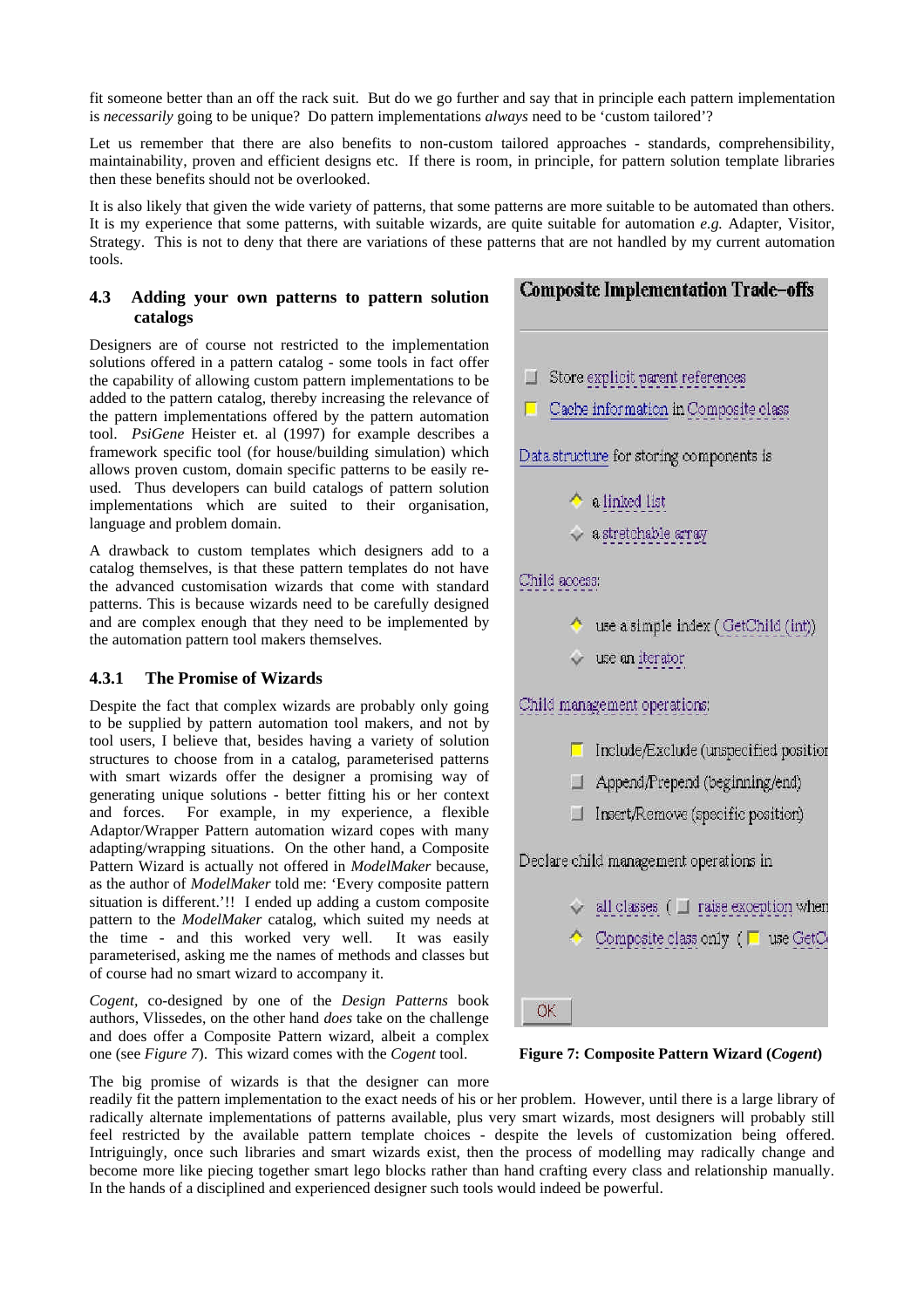fit someone better than an off the rack suit. But do we go further and say that in principle each pattern implementation is *necessarily* going to be unique? Do pattern implementations *always* need to be 'custom tailored'?

Let us remember that there are also benefits to non-custom tailored approaches - standards, comprehensibility, maintainability, proven and efficient designs etc. If there is room, in principle, for pattern solution template libraries then these benefits should not be overlooked.

It is also likely that given the wide variety of patterns, that some patterns are more suitable to be automated than others. It is my experience that some patterns, with suitable wizards, are quite suitable for automation *e.g.* Adapter, Visitor, Strategy. This is not to deny that there are variations of these patterns that are not handled by my current automation tools.

### 4.3 Adding your own patterns to pattern solution catalogs

Designers are of course not restricted to the implementation solutions offered in a pattern catalog - some tools in fact offer the capability of allowing custom pattern implementations to be added to the pattern catalog, thereby increasing the relevance of the pattern implementations offered by the pattern automation tool. *PsiGene* Heister et. al (1997) for example describes a framework specific tool (for house/building simulation) which allows proven custom, domain specific patterns to be easily re-used. Thus developers can build catalogs of pattern solution implementations which are suited to their organisation, language and problem domain.

A drawback to custom templates which designers add to a catalog themselves, is that these pattern templates do not have the advanced customisation wizards that come with standard patterns. This is because wizards need to be carefully designed and are complex enough that they need to be implemented by the automation pattern tool makers themselves.

#### 4.3.1 The Promise of Wizards

Despite the fact that complex wizards are probably only going to be supplied by pattern automation tool makers, and not by tool users, I believe that, besides having a variety of solution structures to choose from in a catalog, parameterised patterns with smart wizards offer the designer a promising way of generating unique solutions - better fitting his or her context and forces. For example, in my experience, a flexible Adaptor/Wrapper Pattern automation wizard copes with many adapting/wrapping situations. On the other hand, a Composite Pattern Wizard is actually not offered in *ModelMaker* because, as the author of *ModelMaker* told me: 'Every composite pattern situation is different.'!! I ended up adding a custom composite pattern to the *ModelMaker* catalog, which suited my needs at the time - and this worked very well. It was easily parameterised, asking me the names of methods and classes but of course had no smart wizard to accompany it.

*Cogent*, co-designed by one of the *Design Patterns* book authors, Vlissedes, on the other hand *does* take on the challenge and does offer a Composite Pattern wizard, albeit a complex one (see *Figure 7*). This wizard comes with the *Cogent* tool.

**Composite Implementation Trade-offs**

- Store explicit parent references
- Cache information in Composite class

Data structure for storing components is

- a linked list
- a stretchable array

Child access:

- use a simple index ( GetChild (int))
- use an iterator

Child management operations:

- Include/Exclude (unspecified position
- Append/Prepend (beginning/end)
- Insert/Remove (specific position)

Declare child management operations in

- all classes ( raise exception when
- Composite class only ( use GetC

OK

**Figure 7: Composite Pattern Wizard (*Cogent*)**

The big promise of wizards is that the designer can more readily fit the pattern implementation to the exact needs of his or her problem. However, until there is a large library of radically alternate implementations of patterns available, plus very smart wizards, most designers will probably still feel restricted by the available pattern template choices - despite the levels of customization being offered. Intriguingly, once such libraries and smart wizards exist, then the process of modelling may radically change and become more like piecing together smart lego blocks rather than hand crafting every class and relationship manually. In the hands of a disciplined and experienced designer such tools would indeed be powerful.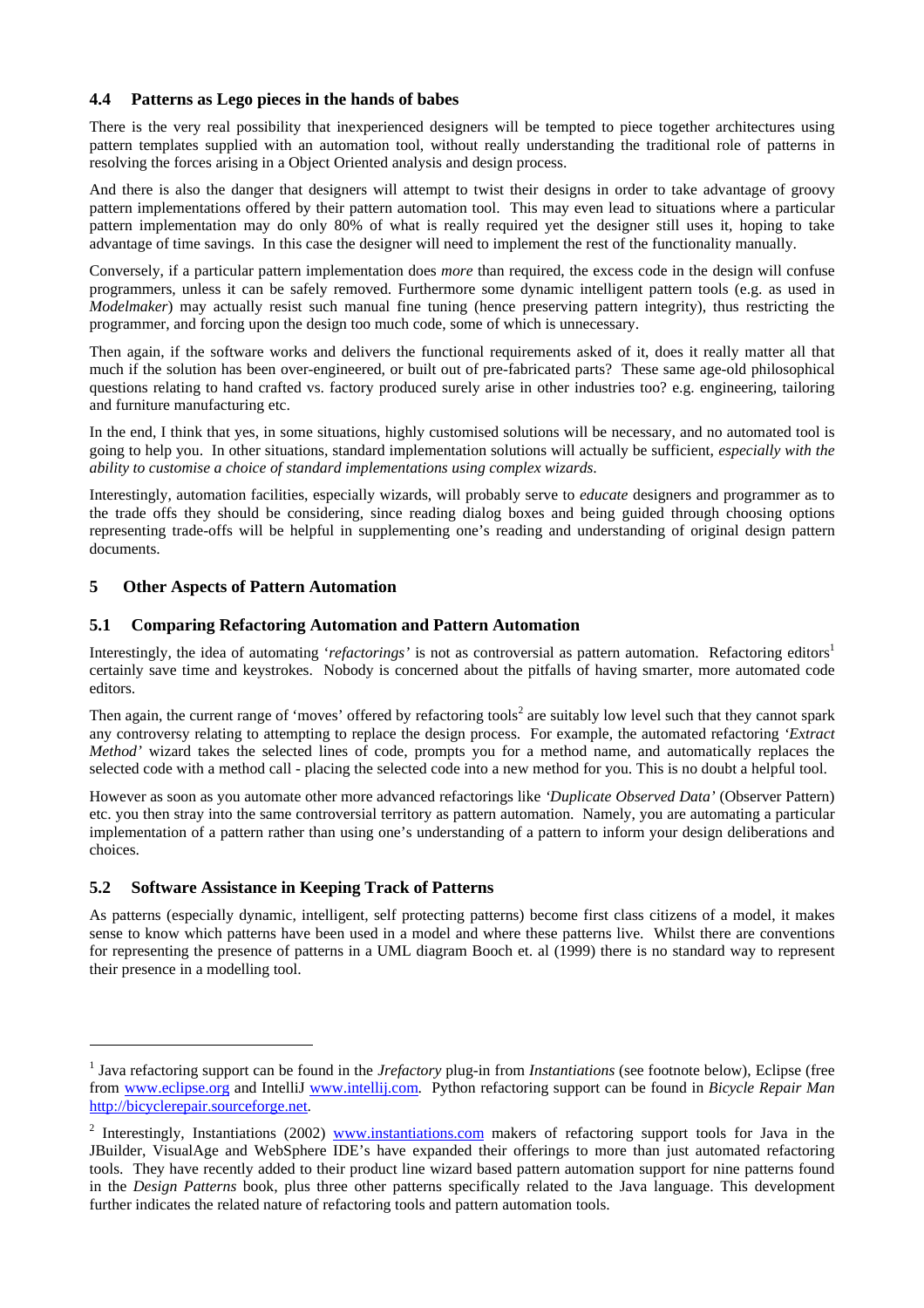### 4.4 Patterns as Lego pieces in the hands of babes

There is the very real possibility that inexperienced designers will be tempted to piece together architectures using pattern templates supplied with an automation tool, without really understanding the traditional role of patterns in resolving the forces arising in a Object Oriented analysis and design process.

And there is also the danger that designers will attempt to twist their designs in order to take advantage of groovy pattern implementations offered by their pattern automation tool. This may even lead to situations where a particular pattern implementation may do only 80% of what is really required yet the designer still uses it, hoping to take advantage of time savings. In this case the designer will need to implement the rest of the functionality manually.

Conversely, if a particular pattern implementation does *more* than required, the excess code in the design will confuse programmers, unless it can be safely removed. Furthermore some dynamic intelligent pattern tools (e.g. as used in *Modelmaker*) may actually resist such manual fine tuning (hence preserving pattern integrity), thus restricting the programmer, and forcing upon the design too much code, some of which is unnecessary.

Then again, if the software works and delivers the functional requirements asked of it, does it really matter all that much if the solution has been over-engineered, or built out of pre-fabricated parts? These same age-old philosophical questions relating to hand crafted vs. factory produced surely arise in other industries too? e.g. engineering, tailoring and furniture manufacturing etc.

In the end, I think that yes, in some situations, highly customised solutions will be necessary, and no automated tool is going to help you. In other situations, standard implementation solutions will actually be sufficient, *especially with the ability to customise a choice of standard implementations using complex wizards.*

Interestingly, automation facilities, especially wizards, will probably serve to *educate* designers and programmer as to the trade offs they should be considering, since reading dialog boxes and being guided through choosing options representing trade-offs will be helpful in supplementing one's reading and understanding of original design pattern documents.

## 5 Other Aspects of Pattern Automation

### 5.1 Comparing Refactoring Automation and Pattern Automation

Interestingly, the idea of automating '*refactorings'* is not as controversial as pattern automation. Refactoring editors[1] certainly save time and keystrokes. Nobody is concerned about the pitfalls of having smarter, more automated code editors.

Then again, the current range of 'moves' offered by refactoring tools[2] are suitably low level such that they cannot spark any controversy relating to attempting to replace the design process. For example, the automated refactoring *'Extract Method'* wizard takes the selected lines of code, prompts you for a method name, and automatically replaces the selected code with a method call - placing the selected code into a new method for you. This is no doubt a helpful tool.

However as soon as you automate other more advanced refactorings like *'Duplicate Observed Data'* (Observer Pattern) etc. you then stray into the same controversial territory as pattern automation. Namely, you are automating a particular implementation of a pattern rather than using one's understanding of a pattern to inform your design deliberations and choices.

### 5.2 Software Assistance in Keeping Track of Patterns

As patterns (especially dynamic, intelligent, self protecting patterns) become first class citizens of a model, it makes sense to know which patterns have been used in a model and where these patterns live. Whilst there are conventions for representing the presence of patterns in a UML diagram Booch et. al (1999) there is no standard way to represent their presence in a modelling tool.

---

[1] Java refactoring support can be found in the *Jrefactory* plug-in from *Instantiations* (see footnote below), Eclipse (free from www.eclipse.org and IntelliJ www.intellij.com. Python refactoring support can be found in *Bicycle Repair Man* http://bicyclerepair.sourceforge.net.

[2] Interestingly, Instantiations (2002) www.instantiations.com makers of refactoring support tools for Java in the JBuilder, VisualAge and WebSphere IDE's have expanded their offerings to more than just automated refactoring tools. They have recently added to their product line wizard based pattern automation support for nine patterns found in the *Design Patterns* book, plus three other patterns specifically related to the Java language. This development further indicates the related nature of refactoring tools and pattern automation tools.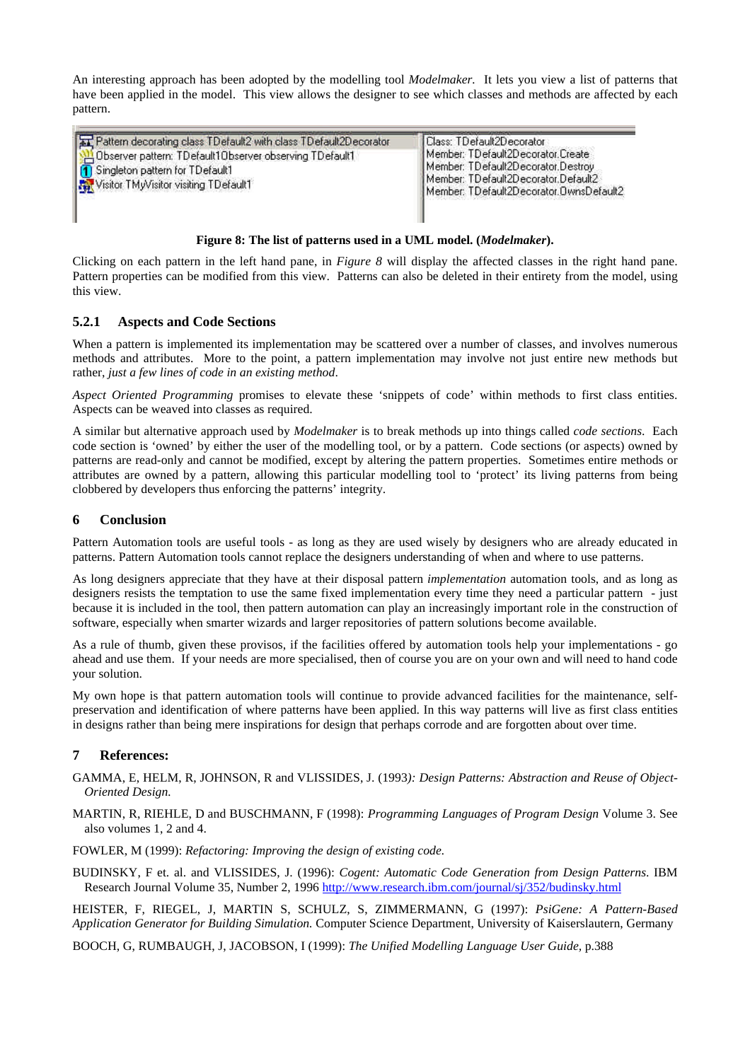An interesting approach has been adopted by the modelling tool *Modelmaker.* It lets you view a list of patterns that have been applied in the model. This view allows the designer to see which classes and methods are affected by each pattern.

**Figure 8: The list of patterns used in a UML model. (*Modelmaker*).**

Clicking on each pattern in the left hand pane, in *Figure 8* will display the affected classes in the right hand pane. Pattern properties can be modified from this view. Patterns can also be deleted in their entirety from the model, using this view.

### 5.2.1 Aspects and Code Sections

When a pattern is implemented its implementation may be scattered over a number of classes, and involves numerous methods and attributes. More to the point, a pattern implementation may involve not just entire new methods but rather, *just a few lines of code in an existing method*.

*Aspect Oriented Programming* promises to elevate these 'snippets of code' within methods to first class entities. Aspects can be weaved into classes as required.

A similar but alternative approach used by *Modelmaker* is to break methods up into things called *code sections*. Each code section is 'owned' by either the user of the modelling tool, or by a pattern. Code sections (or aspects) owned by patterns are read-only and cannot be modified, except by altering the pattern properties. Sometimes entire methods or attributes are owned by a pattern, allowing this particular modelling tool to 'protect' its living patterns from being clobbered by developers thus enforcing the patterns' integrity.

## 6 Conclusion

Pattern Automation tools are useful tools - as long as they are used wisely by designers who are already educated in patterns. Pattern Automation tools cannot replace the designers understanding of when and where to use patterns.

As long designers appreciate that they have at their disposal pattern *implementation* automation tools, and as long as designers resists the temptation to use the same fixed implementation every time they need a particular pattern - just because it is included in the tool, then pattern automation can play an increasingly important role in the construction of software, especially when smarter wizards and larger repositories of pattern solutions become available.

As a rule of thumb, given these provisos, if the facilities offered by automation tools help your implementations - go ahead and use them. If your needs are more specialised, then of course you are on your own and will need to hand code your solution.

My own hope is that pattern automation tools will continue to provide advanced facilities for the maintenance, self-preservation and identification of where patterns have been applied. In this way patterns will live as first class entities in designs rather than being mere inspirations for design that perhaps corrode and are forgotten about over time.

## 7 References:

GAMMA, E, HELM, R, JOHNSON, R and VLISSIDES, J. (1993*): Design Patterns: Abstraction and Reuse of Object-Oriented Design.*

MARTIN, R, RIEHLE, D and BUSCHMANN, F (1998): *Programming Languages of Program Design* Volume 3. See also volumes 1, 2 and 4.

FOWLER, M (1999): *Refactoring: Improving the design of existing code.*

BUDINSKY, F et. al. and VLISSIDES, J. (1996): *Cogent: Automatic Code Generation from Design Patterns.* IBM Research Journal Volume 35, Number 2, 1996 http://www.research.ibm.com/journal/sj/352/budinsky.html

HEISTER, F, RIEGEL, J, MARTIN S, SCHULZ, S, ZIMMERMANN, G (1997): *PsiGene: A Pattern-Based Application Generator for Building Simulation.* Computer Science Department, University of Kaiserslautern, Germany

BOOCH, G, RUMBAUGH, J, JACOBSON, I (1999): *The Unified Modelling Language User Guide,* p.388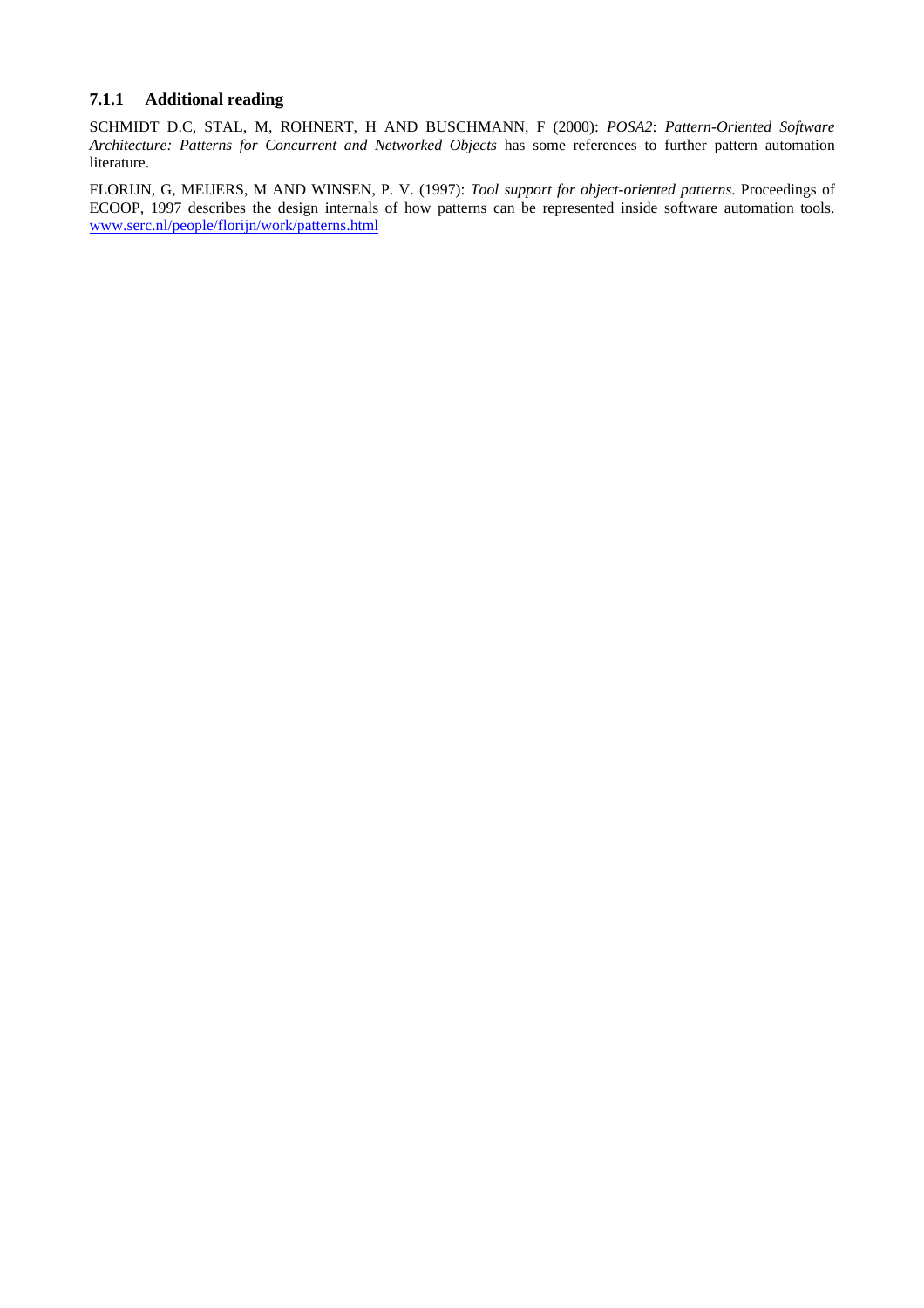### 7.1.1 Additional reading

SCHMIDT D.C, STAL, M, ROHNERT, H AND BUSCHMANN, F (2000): *POSA2*: *Pattern-Oriented Software Architecture: Patterns for Concurrent and Networked Objects* has some references to further pattern automation literature.

FLORIJN, G, MEIJERS, M AND WINSEN, P. V. (1997): *Tool support for object-oriented patterns*. Proceedings of ECOOP, 1997 describes the design internals of how patterns can be represented inside software automation tools. [www.serc.nl/people/florijn/work/patterns.html](www.serc.nl/people/florijn/work/patterns.html)